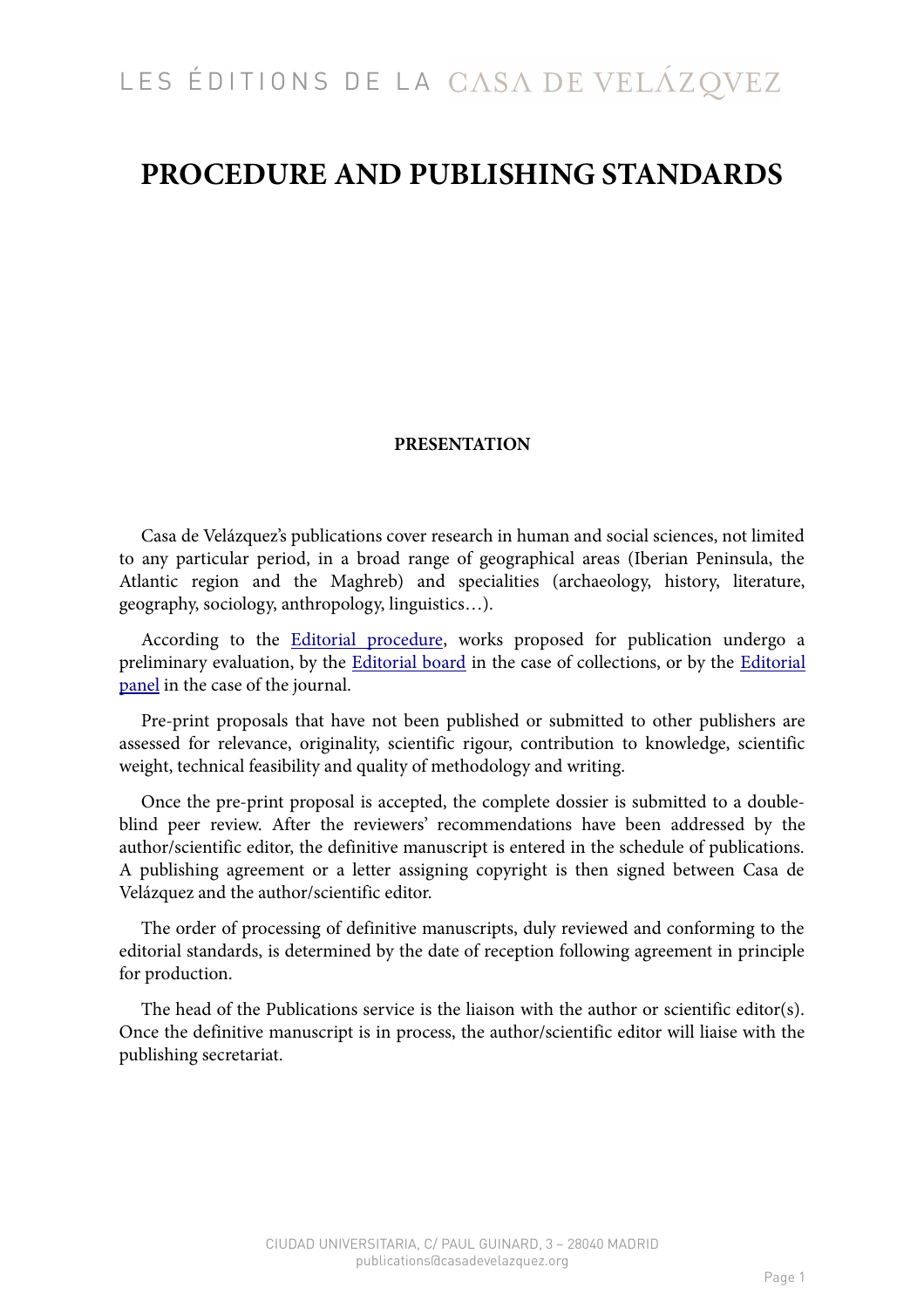# PROCEDURE AND PUBLISHING STANDARDS

## PRESENTATION

Casa de Velázquez's publications cover research in human and social sciences, not limited to any particular period, in a broad range of geographical areas (Iberian Peninsula, the Atlantic region and the Maghreb) and specialities (archaeology, history, literature, geography, sociology, anthropology, linguistics…).

According to the Editorial procedure, works proposed for publication undergo a preliminary evaluation, by the Editorial board in the case of collections, or by the Editorial panel in the case of the journal.

Pre-print proposals that have not been published or submitted to other publishers are assessed for relevance, originality, scientific rigour, contribution to knowledge, scientific weight, technical feasibility and quality of methodology and writing.

Once the pre-print proposal is accepted, the complete dossier is submitted to a double-blind peer review. After the reviewers' recommendations have been addressed by the author/scientific editor, the definitive manuscript is entered in the schedule of publications. A publishing agreement or a letter assigning copyright is then signed between Casa de Velázquez and the author/scientific editor.

The order of processing of definitive manuscripts, duly reviewed and conforming to the editorial standards, is determined by the date of reception following agreement in principle for production.

The head of the Publications service is the liaison with the author or scientific editor(s). Once the definitive manuscript is in process, the author/scientific editor will liaise with the publishing secretariat.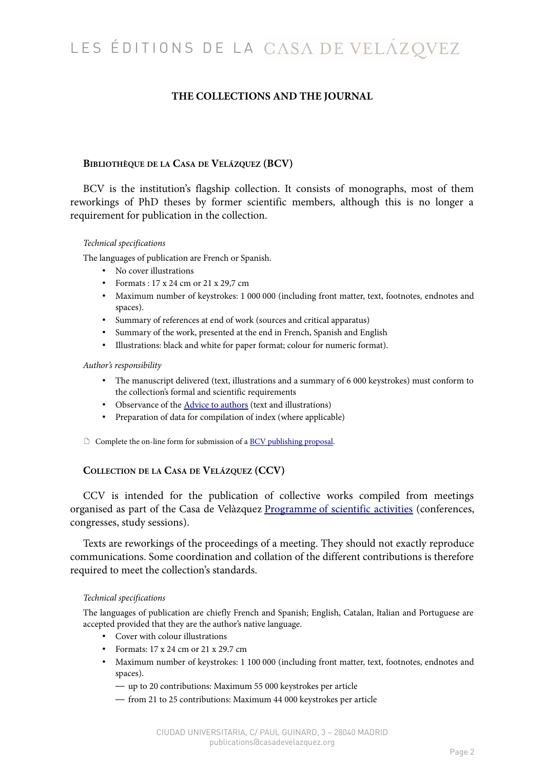## THE COLLECTIONS AND THE JOURNAL

### Bibliothèque de la Casa de Velázquez (BCV)

BCV is the institution's flagship collection. It consists of monographs, most of them reworkings of PhD theses by former scientific members, although this is no longer a requirement for publication in the collection.

*Technical specifications*

The languages of publication are French or Spanish.

- No cover illustrations
- Formats : 17 x 24 cm or 21 x 29,7 cm
- Maximum number of keystrokes: 1 000 000 (including front matter, text, footnotes, endnotes and spaces).
- Summary of references at end of work (sources and critical apparatus)
- Summary of the work, presented at the end in French, Spanish and English
- Illustrations: black and white for paper format; colour for numeric format).

*Author's responsibility*

- The manuscript delivered (text, illustrations and a summary of 6 000 keystrokes) must conform to the collection's formal and scientific requirements
- Observance of the Advice to authors (text and illustrations)
- Preparation of data for compilation of index (where applicable)

Complete the on-line form for submission of a BCV publishing proposal.

### Collection de la Casa de Velázquez (CCV)

CCV is intended for the publication of collective works compiled from meetings organised as part of the Casa de Velàzquez Programme of scientific activities (conferences, congresses, study sessions).

Texts are reworkings of the proceedings of a meeting. They should not exactly reproduce communications. Some coordination and collation of the different contributions is therefore required to meet the collection's standards.

*Technical specifications*

The languages of publication are chiefly French and Spanish; English, Catalan, Italian and Portuguese are accepted provided that they are the author's native language.

- Cover with colour illustrations
- Formats: 17 x 24 cm or 21 x 29.7 cm
- Maximum number of keystrokes: 1 100 000 (including front matter, text, footnotes, endnotes and spaces).
  - — up to 20 contributions: Maximum 55 000 keystrokes per article
  - — from 21 to 25 contributions: Maximum 44 000 keystrokes per article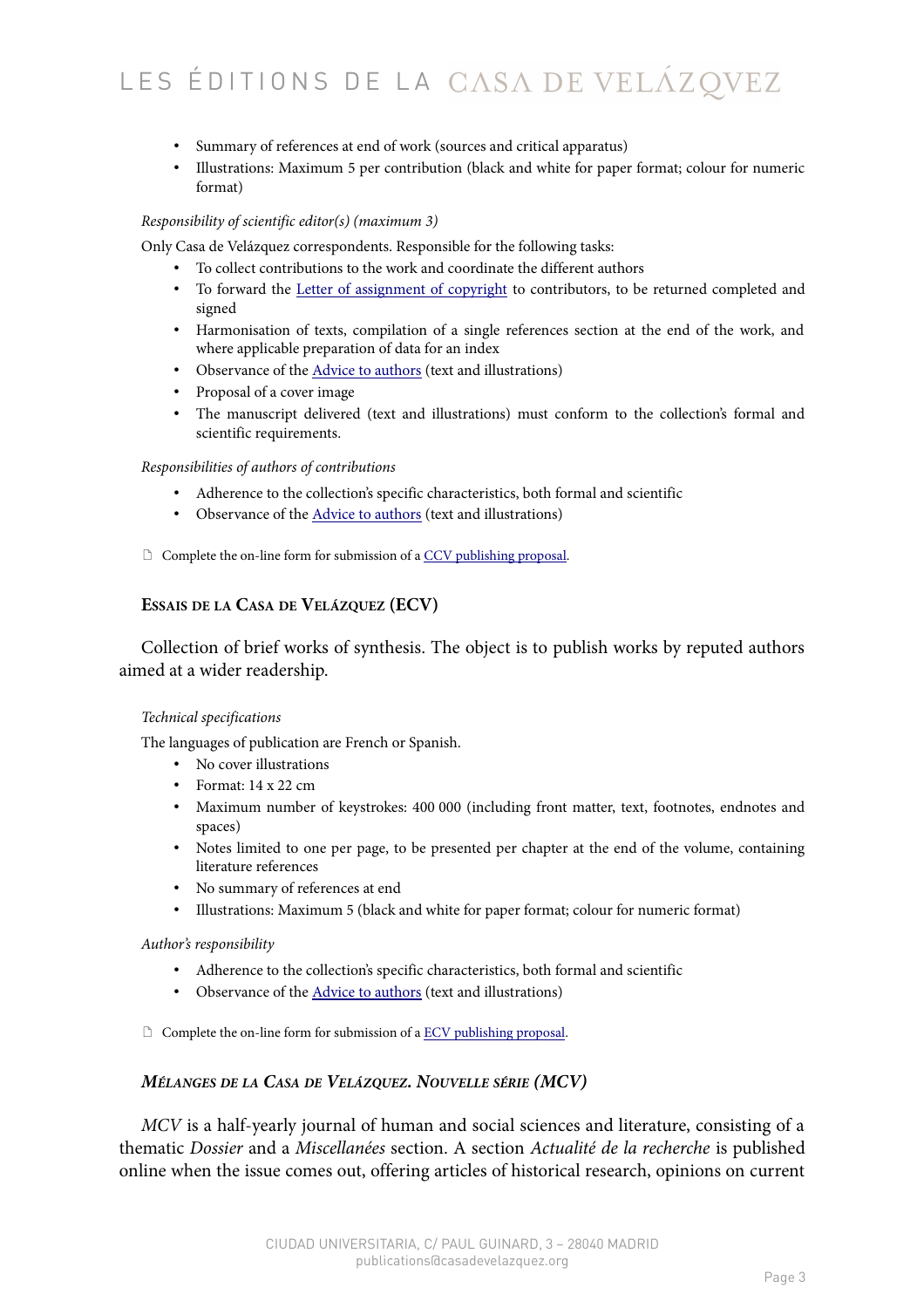- Summary of references at end of work (sources and critical apparatus)
- Illustrations: Maximum 5 per contribution (black and white for paper format; colour for numeric format)

*Responsibility of scientific editor(s) (maximum 3)*

Only Casa de Velázquez correspondents. Responsible for the following tasks:

- To collect contributions to the work and coordinate the different authors
- To forward the Letter of assignment of copyright to contributors, to be returned completed and signed
- Harmonisation of texts, compilation of a single references section at the end of the work, and where applicable preparation of data for an index
- Observance of the Advice to authors (text and illustrations)
- Proposal of a cover image
- The manuscript delivered (text and illustrations) must conform to the collection's formal and scientific requirements.

*Responsibilities of authors of contributions*

- Adherence to the collection's specific characteristics, both formal and scientific
- Observance of the Advice to authors (text and illustrations)

🗋 Complete the on-line form for submission of a CCV publishing proposal.

### Essais de la Casa de Velázquez (ECV)

Collection of brief works of synthesis. The object is to publish works by reputed authors aimed at a wider readership.

*Technical specifications*

The languages of publication are French or Spanish.

- No cover illustrations
- Format: 14 x 22 cm
- Maximum number of keystrokes: 400 000 (including front matter, text, footnotes, endnotes and spaces)
- Notes limited to one per page, to be presented per chapter at the end of the volume, containing literature references
- No summary of references at end
- Illustrations: Maximum 5 (black and white for paper format; colour for numeric format)

*Author's responsibility*

- Adherence to the collection's specific characteristics, both formal and scientific
- Observance of the Advice to authors (text and illustrations)

🗋 Complete the on-line form for submission of a ECV publishing proposal.

### *Mélanges de la Casa de Velázquez. Nouvelle série (MCV)*

*MCV* is a half-yearly journal of human and social sciences and literature, consisting of a thematic *Dossier* and a *Miscellanées* section. A section *Actualité de la recherche* is published online when the issue comes out, offering articles of historical research, opinions on current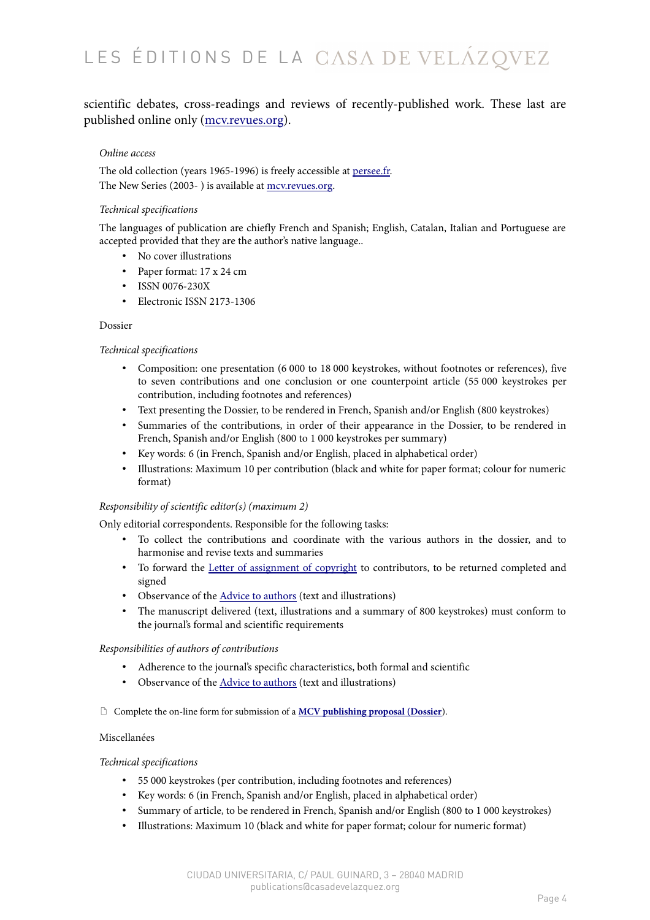scientific debates, cross-readings and reviews of recently-published work. These last are published online only ([mcv.revues.org](mcv.revues.org)).

*Online access*

The old collection (years 1965-1996) is freely accessible at [persee.fr](persee.fr).
The New Series (2003- ) is available at [mcv.revues.org](mcv.revues.org).

*Technical specifications*

The languages of publication are chiefly French and Spanish; English, Catalan, Italian and Portuguese are accepted provided that they are the author's native language..

- No cover illustrations
- Paper format: 17 x 24 cm
- ISSN 0076-230X
- Electronic ISSN 2173-1306

Dossier

*Technical specifications*

- Composition: one presentation (6 000 to 18 000 keystrokes, without footnotes or references), five to seven contributions and one conclusion or one counterpoint article (55 000 keystrokes per contribution, including footnotes and references)
- Text presenting the Dossier, to be rendered in French, Spanish and/or English (800 keystrokes)
- Summaries of the contributions, in order of their appearance in the Dossier, to be rendered in French, Spanish and/or English (800 to 1 000 keystrokes per summary)
- Key words: 6 (in French, Spanish and/or English, placed in alphabetical order)
- Illustrations: Maximum 10 per contribution (black and white for paper format; colour for numeric format)

*Responsibility of scientific editor(s) (maximum 2)*

Only editorial correspondents. Responsible for the following tasks:

- To collect the contributions and coordinate with the various authors in the dossier, and to harmonise and revise texts and summaries
- To forward the Letter of assignment of copyright to contributors, to be returned completed and signed
- Observance of the Advice to authors (text and illustrations)
- The manuscript delivered (text, illustrations and a summary of 800 keystrokes) must conform to the journal's formal and scientific requirements

*Responsibilities of authors of contributions*

- Adherence to the journal's specific characteristics, both formal and scientific
- Observance of the Advice to authors (text and illustrations)

Complete the on-line form for submission of a **MCV publishing proposal (Dossier)**.

Miscellanées

*Technical specifications*

- 55 000 keystrokes (per contribution, including footnotes and references)
- Key words: 6 (in French, Spanish and/or English, placed in alphabetical order)
- Summary of article, to be rendered in French, Spanish and/or English (800 to 1 000 keystrokes)
- Illustrations: Maximum 10 (black and white for paper format; colour for numeric format)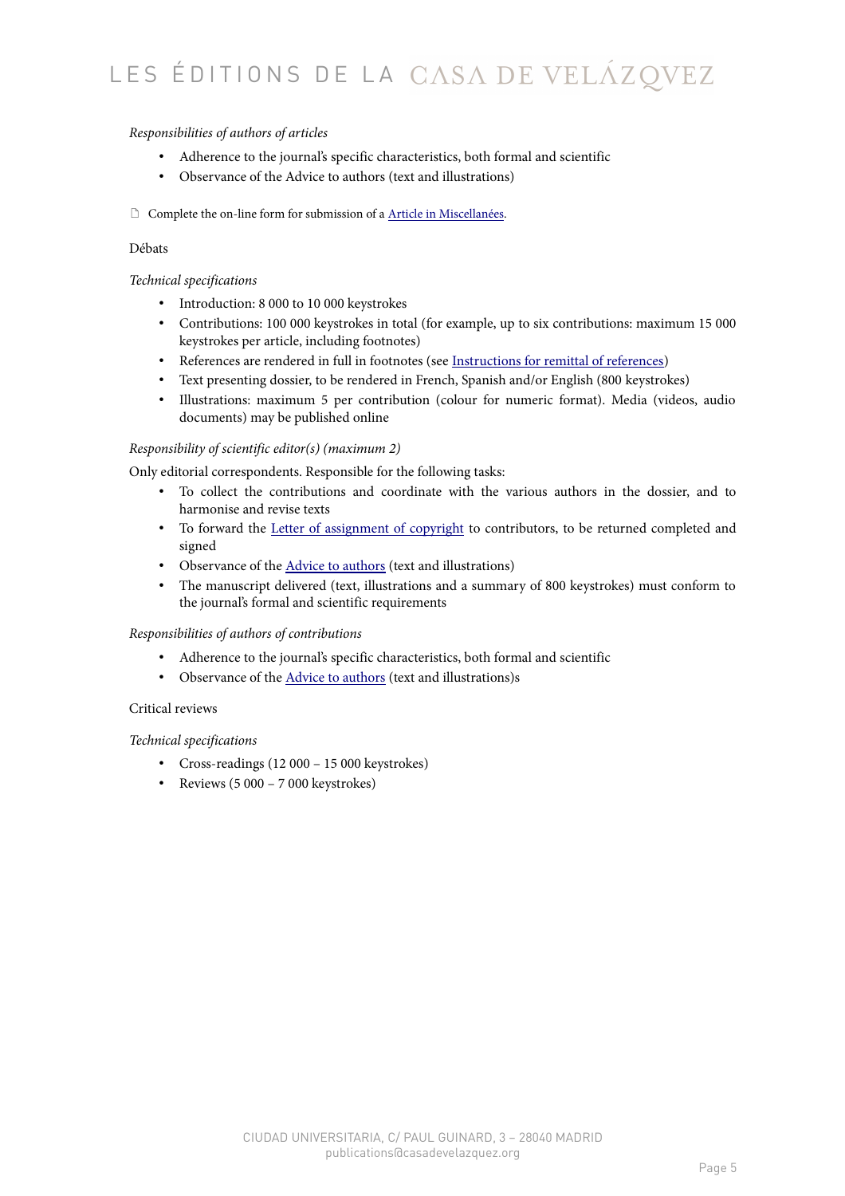*Responsibilities of authors of articles*

- Adherence to the journal's specific characteristics, both formal and scientific
- Observance of the Advice to authors (text and illustrations)

Complete the on-line form for submission of a Article in Miscellanées.

Débats

*Technical specifications*

- Introduction: 8 000 to 10 000 keystrokes
- Contributions: 100 000 keystrokes in total (for example, up to six contributions: maximum 15 000 keystrokes per article, including footnotes)
- References are rendered in full in footnotes (see Instructions for remittal of references)
- Text presenting dossier, to be rendered in French, Spanish and/or English (800 keystrokes)
- Illustrations: maximum 5 per contribution (colour for numeric format). Media (videos, audio documents) may be published online

*Responsibility of scientific editor(s) (maximum 2)*

Only editorial correspondents. Responsible for the following tasks:

- To collect the contributions and coordinate with the various authors in the dossier, and to harmonise and revise texts
- To forward the Letter of assignment of copyright to contributors, to be returned completed and signed
- Observance of the Advice to authors (text and illustrations)
- The manuscript delivered (text, illustrations and a summary of 800 keystrokes) must conform to the journal's formal and scientific requirements

*Responsibilities of authors of contributions*

- Adherence to the journal's specific characteristics, both formal and scientific
- Observance of the Advice to authors (text and illustrations)s

Critical reviews

*Technical specifications*

- Cross-readings (12 000 – 15 000 keystrokes)
- Reviews (5 000 – 7 000 keystrokes)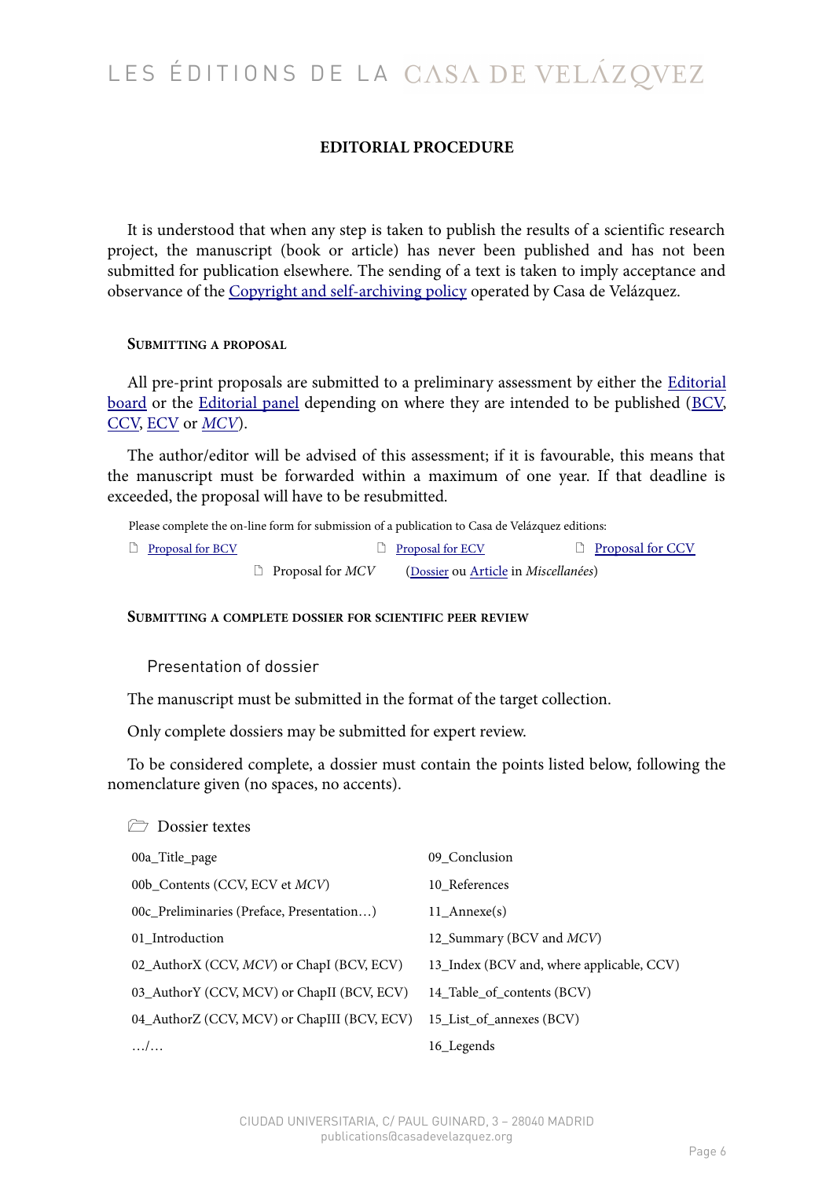## EDITORIAL PROCEDURE

It is understood that when any step is taken to publish the results of a scientific research project, the manuscript (book or article) has never been published and has not been submitted for publication elsewhere. The sending of a text is taken to imply acceptance and observance of the Copyright and self-archiving policy operated by Casa de Velázquez.

### Submitting a proposal

All pre-print proposals are submitted to a preliminary assessment by either the Editorial board or the Editorial panel depending on where they are intended to be published (BCV, CCV, ECV or *MCV*).

The author/editor will be advised of this assessment; if it is favourable, this means that the manuscript must be forwarded within a maximum of one year. If that deadline is exceeded, the proposal will have to be resubmitted.

Please complete the on-line form for submission of a publication to Casa de Velázquez editions:

- Proposal for BCV
- Proposal for ECV
- Proposal for CCV
- Proposal for *MCV* (Dossier ou Article in *Miscellanées*)

### Submitting a complete dossier for scientific peer review

#### Presentation of dossier

The manuscript must be submitted in the format of the target collection.

Only complete dossiers may be submitted for expert review.

To be considered complete, a dossier must contain the points listed below, following the nomenclature given (no spaces, no accents).

Dossier textes

| | |
|---|---|
| 00a_Title_page | 09_Conclusion |
| 00b_Contents (CCV, ECV et *MCV*) | 10_References |
| 00c_Preliminaries (Preface, Presentation…) | 11_Annexe(s) |
| 01_Introduction | 12_Summary (BCV and *MCV*) |
| 02_AuthorX (CCV, *MCV*) or ChapI (BCV, ECV) | 13_Index (BCV and, where applicable, CCV) |
| 03_AuthorY (CCV, MCV) or ChapII (BCV, ECV) | 14_Table_of_contents (BCV) |
| 04_AuthorZ (CCV, MCV) or ChapIII (BCV, ECV) | 15_List_of_annexes (BCV) |
| …/… | 16_Legends |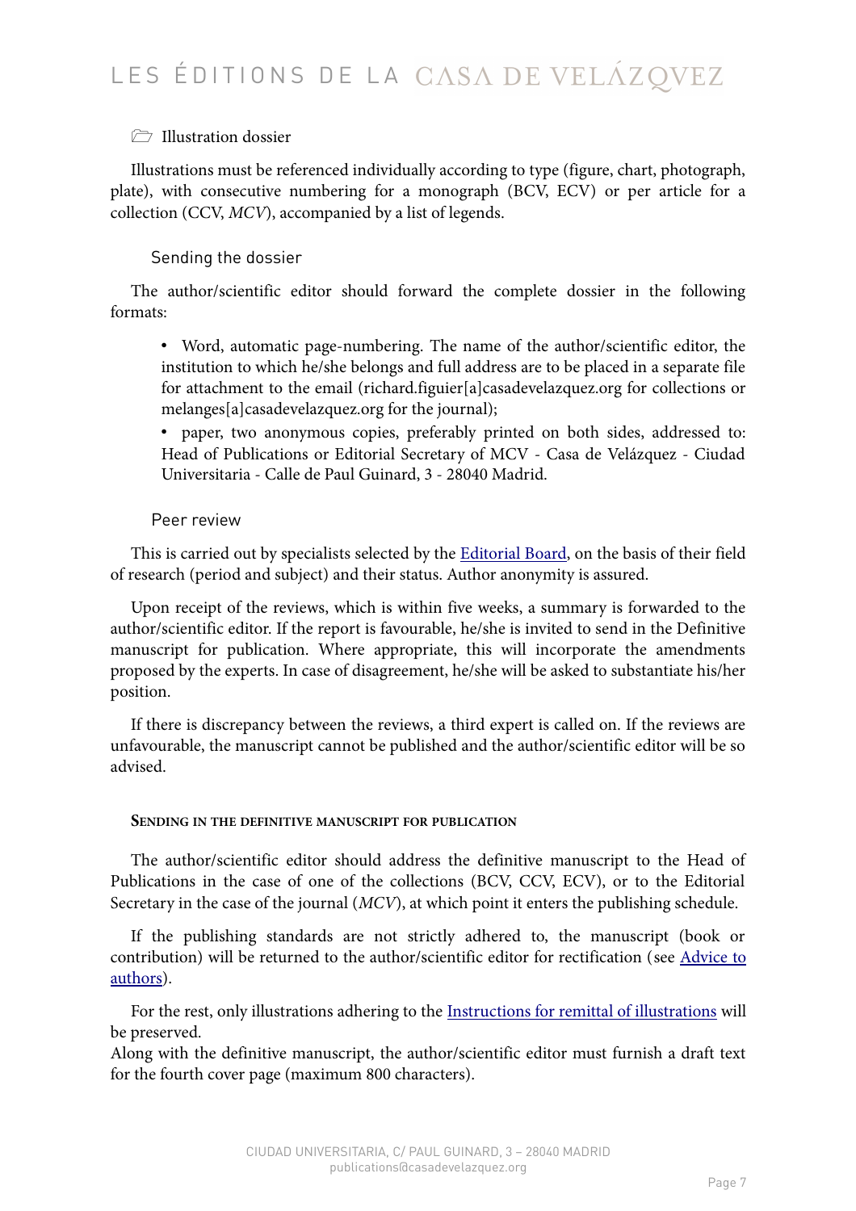### Illustration dossier

Illustrations must be referenced individually according to type (figure, chart, photograph, plate), with consecutive numbering for a monograph (BCV, ECV) or per article for a collection (CCV, *MCV*), accompanied by a list of legends.

### Sending the dossier

The author/scientific editor should forward the complete dossier in the following formats:

- Word, automatic page-numbering. The name of the author/scientific editor, the institution to which he/she belongs and full address are to be placed in a separate file for attachment to the email (richard.figuier[a]casadevelazquez.org for collections or melanges[a]casadevelazquez.org for the journal);
- paper, two anonymous copies, preferably printed on both sides, addressed to: Head of Publications or Editorial Secretary of MCV - Casa de Velázquez - Ciudad Universitaria - Calle de Paul Guinard, 3 - 28040 Madrid.

### Peer review

This is carried out by specialists selected by the Editorial Board, on the basis of their field of research (period and subject) and their status. Author anonymity is assured.

Upon receipt of the reviews, which is within five weeks, a summary is forwarded to the author/scientific editor. If the report is favourable, he/she is invited to send in the Definitive manuscript for publication. Where appropriate, this will incorporate the amendments proposed by the experts. In case of disagreement, he/she will be asked to substantiate his/her position.

If there is discrepancy between the reviews, a third expert is called on. If the reviews are unfavourable, the manuscript cannot be published and the author/scientific editor will be so advised.

## Sending in the definitive manuscript for publication

The author/scientific editor should address the definitive manuscript to the Head of Publications in the case of one of the collections (BCV, CCV, ECV), or to the Editorial Secretary in the case of the journal (*MCV*), at which point it enters the publishing schedule.

If the publishing standards are not strictly adhered to, the manuscript (book or contribution) will be returned to the author/scientific editor for rectification (see Advice to authors).

For the rest, only illustrations adhering to the Instructions for remittal of illustrations will be preserved.
Along with the definitive manuscript, the author/scientific editor must furnish a draft text for the fourth cover page (maximum 800 characters).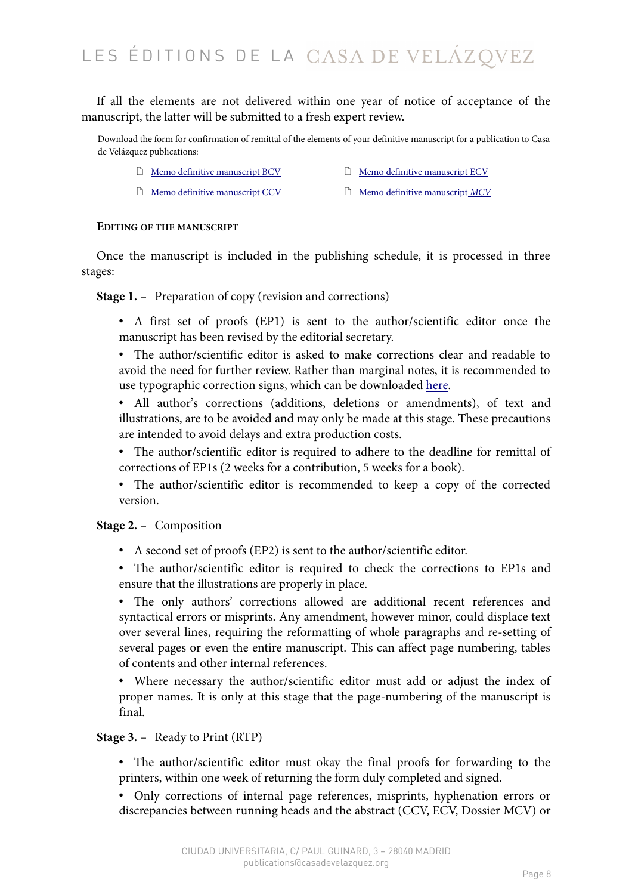If all the elements are not delivered within one year of notice of acceptance of the manuscript, the latter will be submitted to a fresh expert review.

Download the form for confirmation of remittal of the elements of your definitive manuscript for a publication to Casa de Velázquez publications:

- Memo definitive manuscript BCV
- Memo definitive manuscript ECV
- Memo definitive manuscript CCV
- Memo definitive manuscript *MCV*

### Editing of the manuscript

Once the manuscript is included in the publishing schedule, it is processed in three stages:

**Stage 1.** – Preparation of copy (revision and corrections)

- A first set of proofs (EP1) is sent to the author/scientific editor once the manuscript has been revised by the editorial secretary.
- The author/scientific editor is asked to make corrections clear and readable to avoid the need for further review. Rather than marginal notes, it is recommended to use typographic correction signs, which can be downloaded here.
- All author's corrections (additions, deletions or amendments), of text and illustrations, are to be avoided and may only be made at this stage. These precautions are intended to avoid delays and extra production costs.
- The author/scientific editor is required to adhere to the deadline for remittal of corrections of EP1s (2 weeks for a contribution, 5 weeks for a book).
- The author/scientific editor is recommended to keep a copy of the corrected version.

**Stage 2.** – Composition

- A second set of proofs (EP2) is sent to the author/scientific editor.
- The author/scientific editor is required to check the corrections to EP1s and ensure that the illustrations are properly in place.
- The only authors' corrections allowed are additional recent references and syntactical errors or misprints. Any amendment, however minor, could displace text over several lines, requiring the reformatting of whole paragraphs and re-setting of several pages or even the entire manuscript. This can affect page numbering, tables of contents and other internal references.
- Where necessary the author/scientific editor must add or adjust the index of proper names. It is only at this stage that the page-numbering of the manuscript is final.

**Stage 3.** – Ready to Print (RTP)

- The author/scientific editor must okay the final proofs for forwarding to the printers, within one week of returning the form duly completed and signed.
- Only corrections of internal page references, misprints, hyphenation errors or discrepancies between running heads and the abstract (CCV, ECV, Dossier MCV) or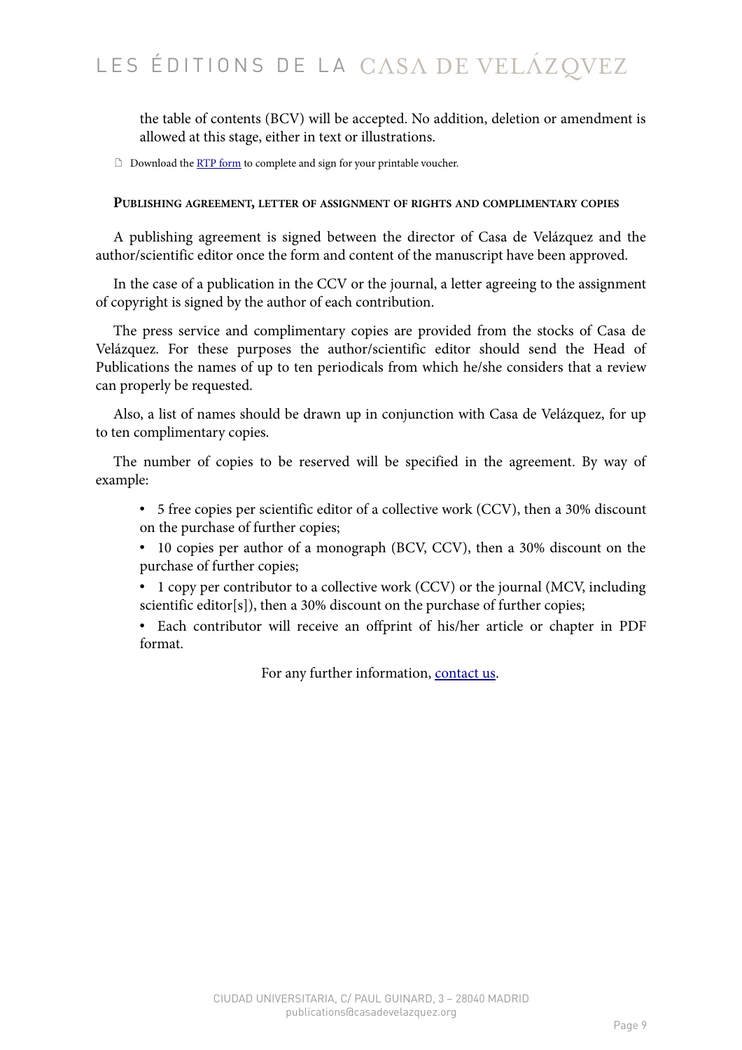the table of contents (BCV) will be accepted. No addition, deletion or amendment is allowed at this stage, either in text or illustrations.

Download the RTP form to complete and sign for your printable voucher.

### Publishing agreement, letter of assignment of rights and complimentary copies

A publishing agreement is signed between the director of Casa de Velázquez and the author/scientific editor once the form and content of the manuscript have been approved.

In the case of a publication in the CCV or the journal, a letter agreeing to the assignment of copyright is signed by the author of each contribution.

The press service and complimentary copies are provided from the stocks of Casa de Velázquez. For these purposes the author/scientific editor should send the Head of Publications the names of up to ten periodicals from which he/she considers that a review can properly be requested.

Also, a list of names should be drawn up in conjunction with Casa de Velázquez, for up to ten complimentary copies.

The number of copies to be reserved will be specified in the agreement. By way of example:

- 5 free copies per scientific editor of a collective work (CCV), then a 30% discount on the purchase of further copies;
- 10 copies per author of a monograph (BCV, CCV), then a 30% discount on the purchase of further copies;
- 1 copy per contributor to a collective work (CCV) or the journal (MCV, including scientific editor[s]), then a 30% discount on the purchase of further copies;
- Each contributor will receive an offprint of his/her article or chapter in PDF format.

For any further information, contact us.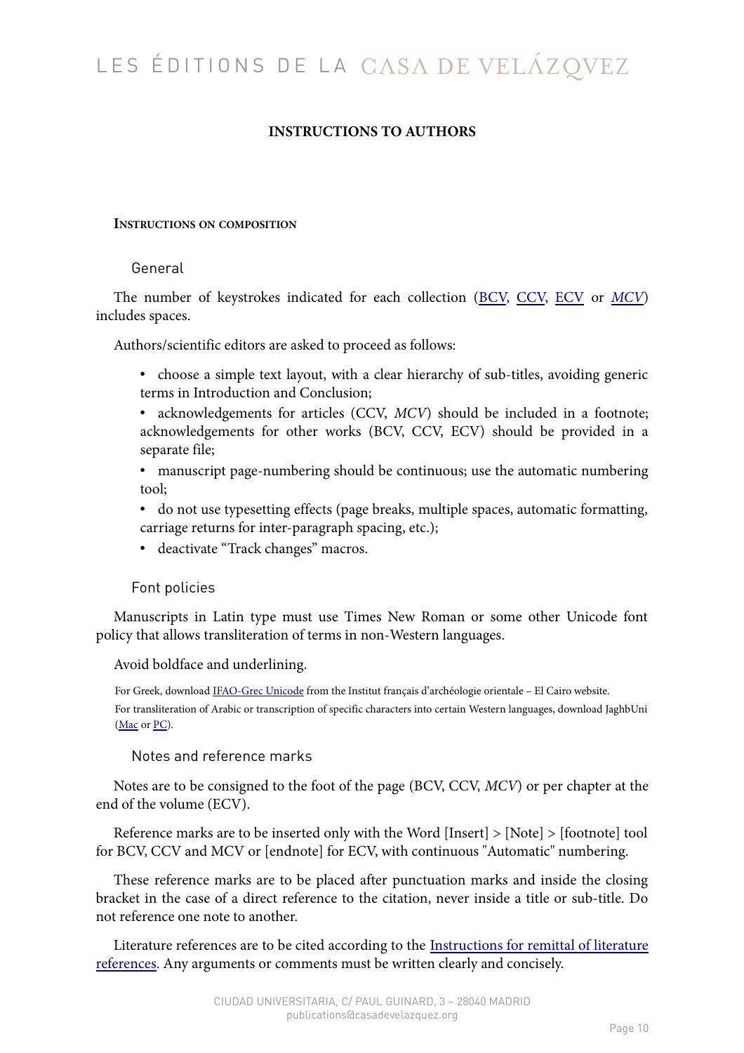# INSTRUCTIONS TO AUTHORS

## Instructions on composition

### General

The number of keystrokes indicated for each collection (BCV, CCV, ECV or *MCV*) includes spaces.

Authors/scientific editors are asked to proceed as follows:

- choose a simple text layout, with a clear hierarchy of sub-titles, avoiding generic terms in Introduction and Conclusion;
- acknowledgements for articles (CCV, *MCV*) should be included in a footnote; acknowledgements for other works (BCV, CCV, ECV) should be provided in a separate file;
- manuscript page-numbering should be continuous; use the automatic numbering tool;
- do not use typesetting effects (page breaks, multiple spaces, automatic formatting, carriage returns for inter-paragraph spacing, etc.);
- deactivate "Track changes" macros.

### Font policies

Manuscripts in Latin type must use Times New Roman or some other Unicode font policy that allows transliteration of terms in non-Western languages.

Avoid boldface and underlining.

For Greek, download IFAO-Grec Unicode from the Institut français d'archéologie orientale – El Cairo website.

For transliteration of Arabic or transcription of specific characters into certain Western languages, download JaghbUni (Mac or PC).

### Notes and reference marks

Notes are to be consigned to the foot of the page (BCV, CCV, *MCV*) or per chapter at the end of the volume (ECV).

Reference marks are to be inserted only with the Word [Insert] > [Note] > [footnote] tool for BCV, CCV and MCV or [endnote] for ECV, with continuous "Automatic" numbering.

These reference marks are to be placed after punctuation marks and inside the closing bracket in the case of a direct reference to the citation, never inside a title or sub-title. Do not reference one note to another.

Literature references are to be cited according to the Instructions for remittal of literature references. Any arguments or comments must be written clearly and concisely.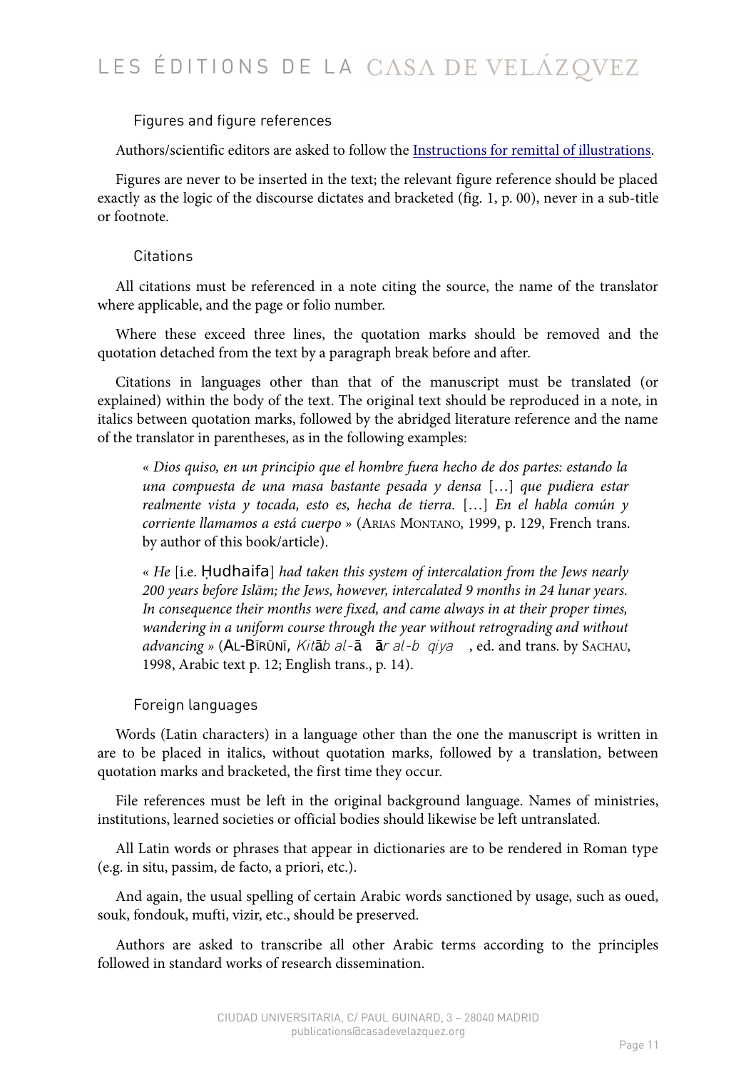### Figures and figure references

Authors/scientific editors are asked to follow the Instructions for remittal of illustrations.

Figures are never to be inserted in the text; the relevant figure reference should be placed exactly as the logic of the discourse dictates and bracketed (fig. 1, p. 00), never in a sub-title or footnote.

### Citations

All citations must be referenced in a note citing the source, the name of the translator where applicable, and the page or folio number.

Where these exceed three lines, the quotation marks should be removed and the quotation detached from the text by a paragraph break before and after.

Citations in languages other than that of the manuscript must be translated (or explained) within the body of the text. The original text should be reproduced in a note, in italics between quotation marks, followed by the abridged literature reference and the name of the translator in parentheses, as in the following examples:

> « *Dios quiso, en un principio que el hombre fuera hecho de dos partes: estando la una compuesta de una masa bastante pesada y densa* […] *que pudiera estar realmente vista y tocada, esto es, hecha de tierra.* […] *En el habla común y corriente llamamos a está cuerpo* » (Arias Montano, 1999, p. 129, French trans. by author of this book/article).

> « *He* [i.e. Ḥudhaifa] *had taken this system of intercalation from the Jews nearly 200 years before Islām; the Jews, however, intercalated 9 months in 24 lunar years. In consequence their months were fixed, and came always in at their proper times, wandering in a uniform course through the year without retrograding and without advancing* » (Al-Bīrūnī, *Kitāb al-ā ār al-b qiya* , ed. and trans. by Sachau, 1998, Arabic text p. 12; English trans., p. 14).

### Foreign languages

Words (Latin characters) in a language other than the one the manuscript is written in are to be placed in italics, without quotation marks, followed by a translation, between quotation marks and bracketed, the first time they occur.

File references must be left in the original background language. Names of ministries, institutions, learned societies or official bodies should likewise be left untranslated.

All Latin words or phrases that appear in dictionaries are to be rendered in Roman type (e.g. in situ, passim, de facto, a priori, etc.).

And again, the usual spelling of certain Arabic words sanctioned by usage, such as oued, souk, fondouk, mufti, vizir, etc., should be preserved.

Authors are asked to transcribe all other Arabic terms according to the principles followed in standard works of research dissemination.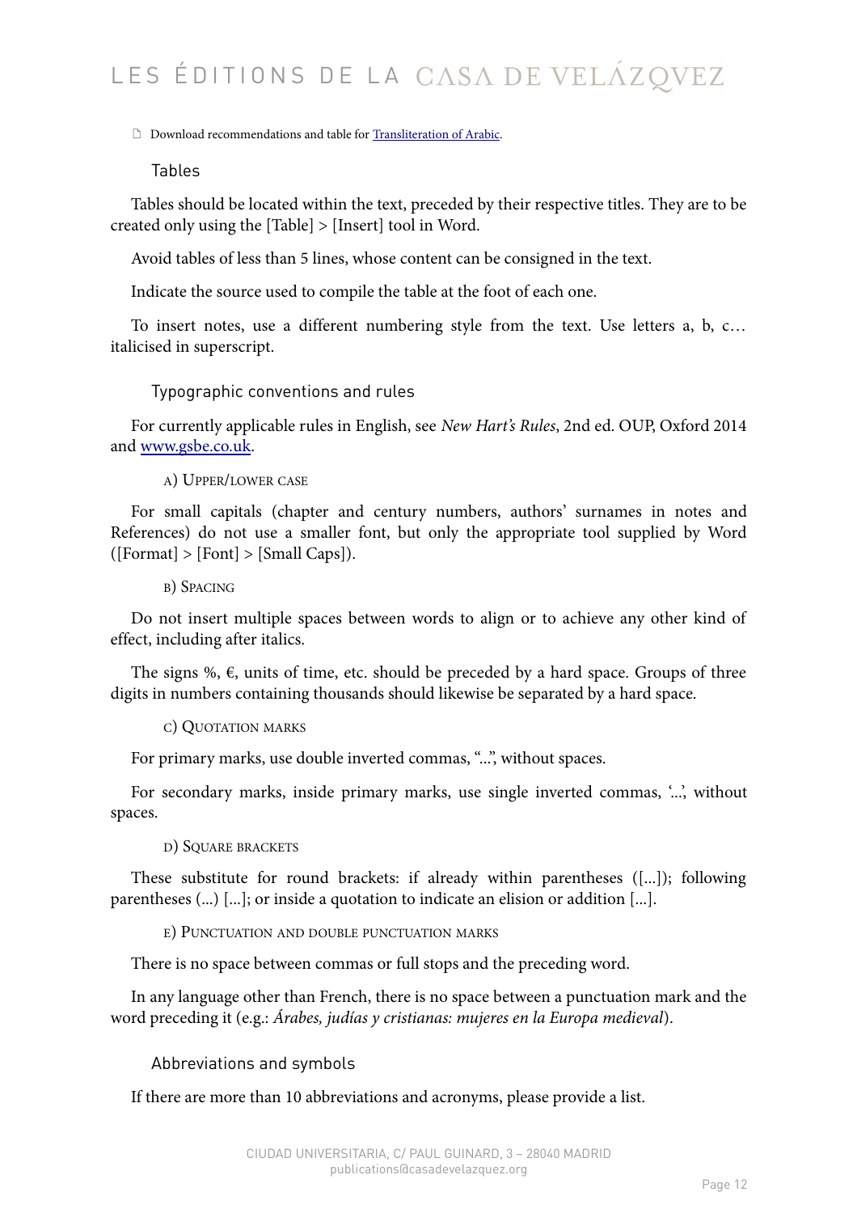🗋 Download recommendations and table for [Transliteration of Arabic](#).

### Tables

Tables should be located within the text, preceded by their respective titles. They are to be created only using the [Table] > [Insert] tool in Word.

Avoid tables of less than 5 lines, whose content can be consigned in the text.

Indicate the source used to compile the table at the foot of each one.

To insert notes, use a different numbering style from the text. Use letters a, b, c… italicised in superscript.

### Typographic conventions and rules

For currently applicable rules in English, see *New Hart's Rules*, 2nd ed. OUP, Oxford 2014 and [www.gsbe.co.uk](http://www.gsbe.co.uk).

#### a) Upper/lower case

For small capitals (chapter and century numbers, authors' surnames in notes and References) do not use a smaller font, but only the appropriate tool supplied by Word ([Format] > [Font] > [Small Caps]).

#### b) Spacing

Do not insert multiple spaces between words to align or to achieve any other kind of effect, including after italics.

The signs %, €, units of time, etc. should be preceded by a hard space. Groups of three digits in numbers containing thousands should likewise be separated by a hard space.

#### c) Quotation marks

For primary marks, use double inverted commas, "...", without spaces.

For secondary marks, inside primary marks, use single inverted commas, '...', without spaces.

#### d) Square brackets

These substitute for round brackets: if already within parentheses ([...]); following parentheses (...) [...]; or inside a quotation to indicate an elision or addition [...].

#### e) Punctuation and double punctuation marks

There is no space between commas or full stops and the preceding word.

In any language other than French, there is no space between a punctuation mark and the word preceding it (e.g.: *Árabes, judías y cristianas: mujeres en la Europa medieval*).

### Abbreviations and symbols

If there are more than 10 abbreviations and acronyms, please provide a list.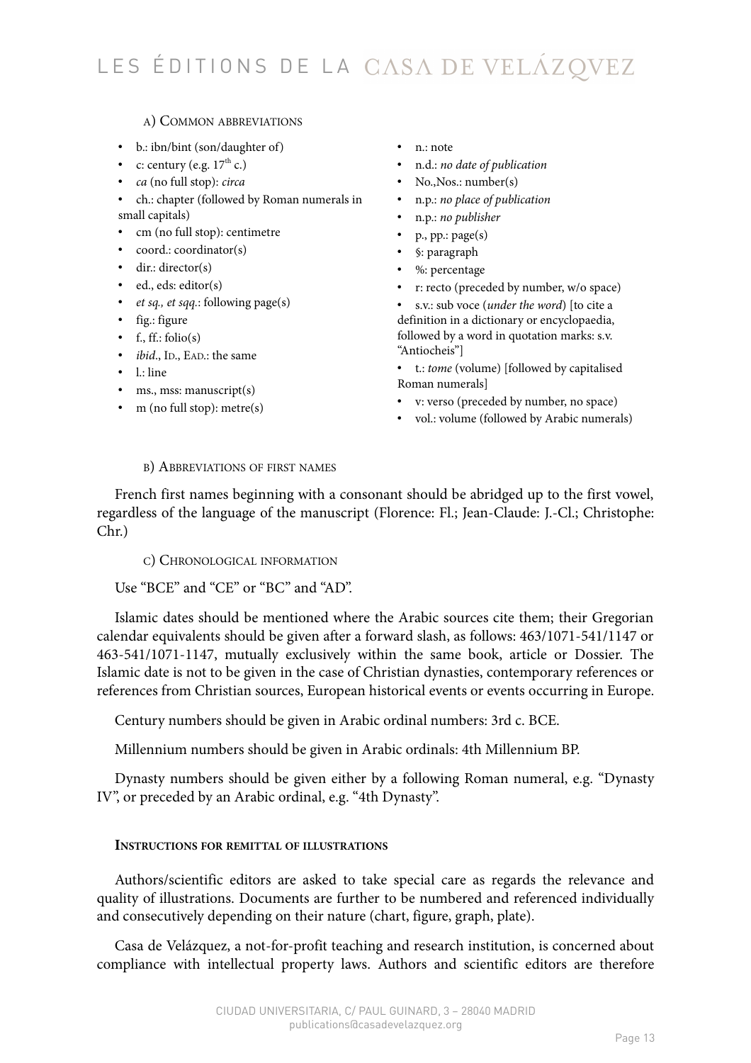#### a) Common abbreviations

- b.: ibn/bint (son/daughter of)
- c: century (e.g. 17th c.)
- *ca* (no full stop): *circa*
- ch.: chapter (followed by Roman numerals in small capitals)
- cm (no full stop): centimetre
- coord.: coordinator(s)
- dir.: director(s)
- ed., eds: editor(s)
- *et sq., et sqq.*: following page(s)
- fig.: figure
- f., ff.: folio(s)
- *ibid*., Id., Ead.: the same
- l.: line
- ms., mss: manuscript(s)
- m (no full stop): metre(s)
- n.: note
- n.d.: *no date of publication*
- No.,Nos.: number(s)
- n.p.: *no place of publication*
- n.p.: *no publisher*
- p., pp.: page(s)
- §: paragraph
- %: percentage
- r: recto (preceded by number, w/o space)
- s.v.: sub voce (*under the word*) [to cite a definition in a dictionary or encyclopaedia, followed by a word in quotation marks: s.v. "Antiocheis"]
- t.: *tome* (volume) [followed by capitalised Roman numerals]
- v: verso (preceded by number, no space)
- vol.: volume (followed by Arabic numerals)

#### b) Abbreviations of first names

French first names beginning with a consonant should be abridged up to the first vowel, regardless of the language of the manuscript (Florence: Fl.; Jean-Claude: J.-Cl.; Christophe: Chr.)

#### c) Chronological information

Use "BCE" and "CE" or "BC" and "AD".

Islamic dates should be mentioned where the Arabic sources cite them; their Gregorian calendar equivalents should be given after a forward slash, as follows: 463/1071-541/1147 or 463-541/1071-1147, mutually exclusively within the same book, article or Dossier. The Islamic date is not to be given in the case of Christian dynasties, contemporary references or references from Christian sources, European historical events or events occurring in Europe.

Century numbers should be given in Arabic ordinal numbers: 3rd c. BCE.

Millennium numbers should be given in Arabic ordinals: 4th Millennium BP.

Dynasty numbers should be given either by a following Roman numeral, e.g. "Dynasty IV", or preceded by an Arabic ordinal, e.g. "4th Dynasty".

### Instructions for remittal of illustrations

Authors/scientific editors are asked to take special care as regards the relevance and quality of illustrations. Documents are further to be numbered and referenced individually and consecutively depending on their nature (chart, figure, graph, plate).

Casa de Velázquez, a not-for-profit teaching and research institution, is concerned about compliance with intellectual property laws. Authors and scientific editors are therefore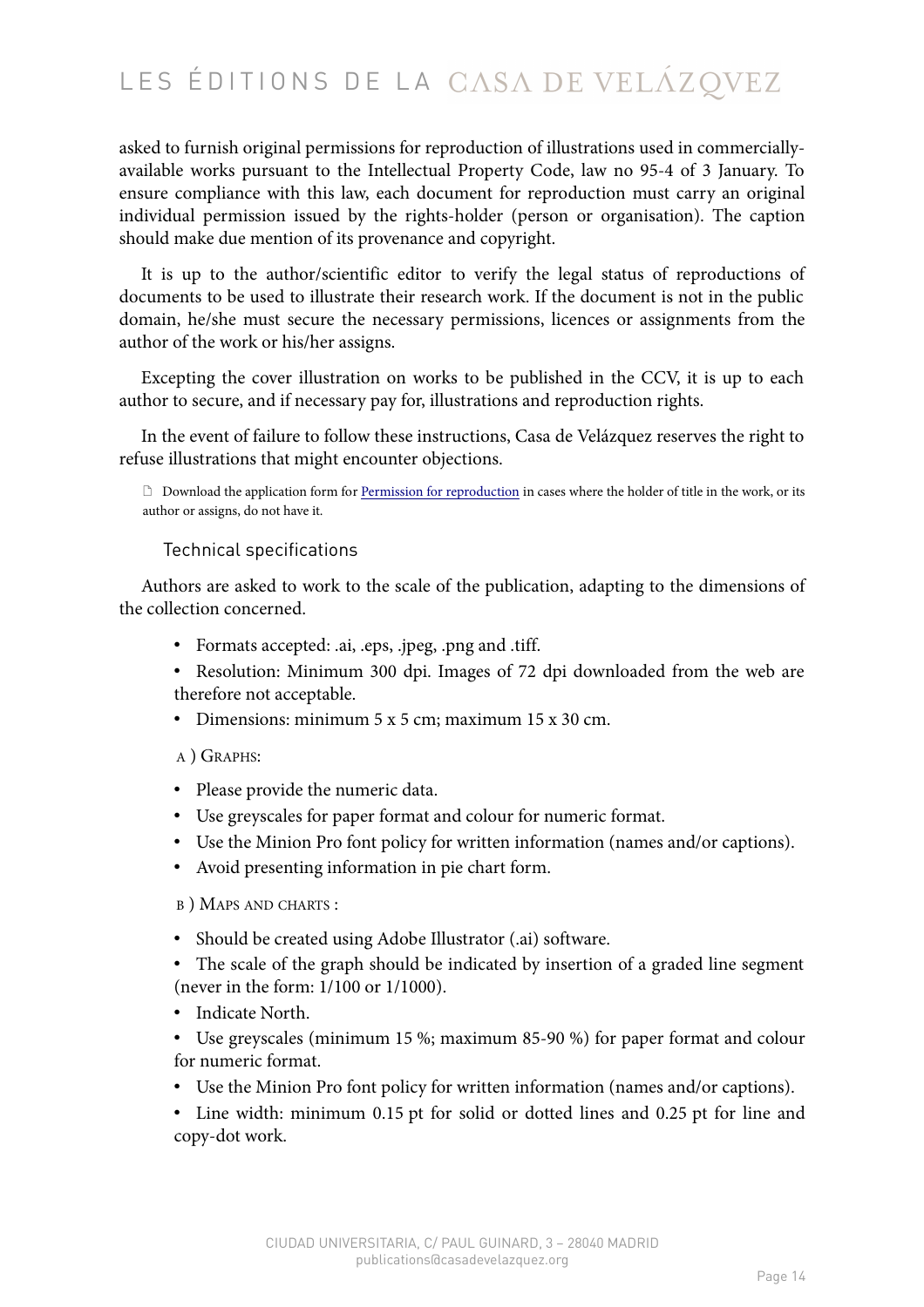asked to furnish original permissions for reproduction of illustrations used in commercially-available works pursuant to the Intellectual Property Code, law no 95-4 of 3 January. To ensure compliance with this law, each document for reproduction must carry an original individual permission issued by the rights-holder (person or organisation). The caption should make due mention of its provenance and copyright.

It is up to the author/scientific editor to verify the legal status of reproductions of documents to be used to illustrate their research work. If the document is not in the public domain, he/she must secure the necessary permissions, licences or assignments from the author of the work or his/her assigns.

Excepting the cover illustration on works to be published in the CCV, it is up to each author to secure, and if necessary pay for, illustrations and reproduction rights.

In the event of failure to follow these instructions, Casa de Velázquez reserves the right to refuse illustrations that might encounter objections.

Download the application form for [Permission for reproduction] in cases where the holder of title in the work, or its author or assigns, do not have it.

### Technical specifications

Authors are asked to work to the scale of the publication, adapting to the dimensions of the collection concerned.

- Formats accepted: .ai, .eps, .jpeg, .png and .tiff.
- Resolution: Minimum 300 dpi. Images of 72 dpi downloaded from the web are therefore not acceptable.
- Dimensions: minimum 5 x 5 cm; maximum 15 x 30 cm.

a ) Graphs:

- Please provide the numeric data.
- Use greyscales for paper format and colour for numeric format.
- Use the Minion Pro font policy for written information (names and/or captions).
- Avoid presenting information in pie chart form.

b ) Maps and charts :

- Should be created using Adobe Illustrator (.ai) software.
- The scale of the graph should be indicated by insertion of a graded line segment (never in the form: 1/100 or 1/1000).
- Indicate North.
- Use greyscales (minimum 15 %; maximum 85-90 %) for paper format and colour for numeric format.
- Use the Minion Pro font policy for written information (names and/or captions).
- Line width: minimum 0.15 pt for solid or dotted lines and 0.25 pt for line and copy-dot work.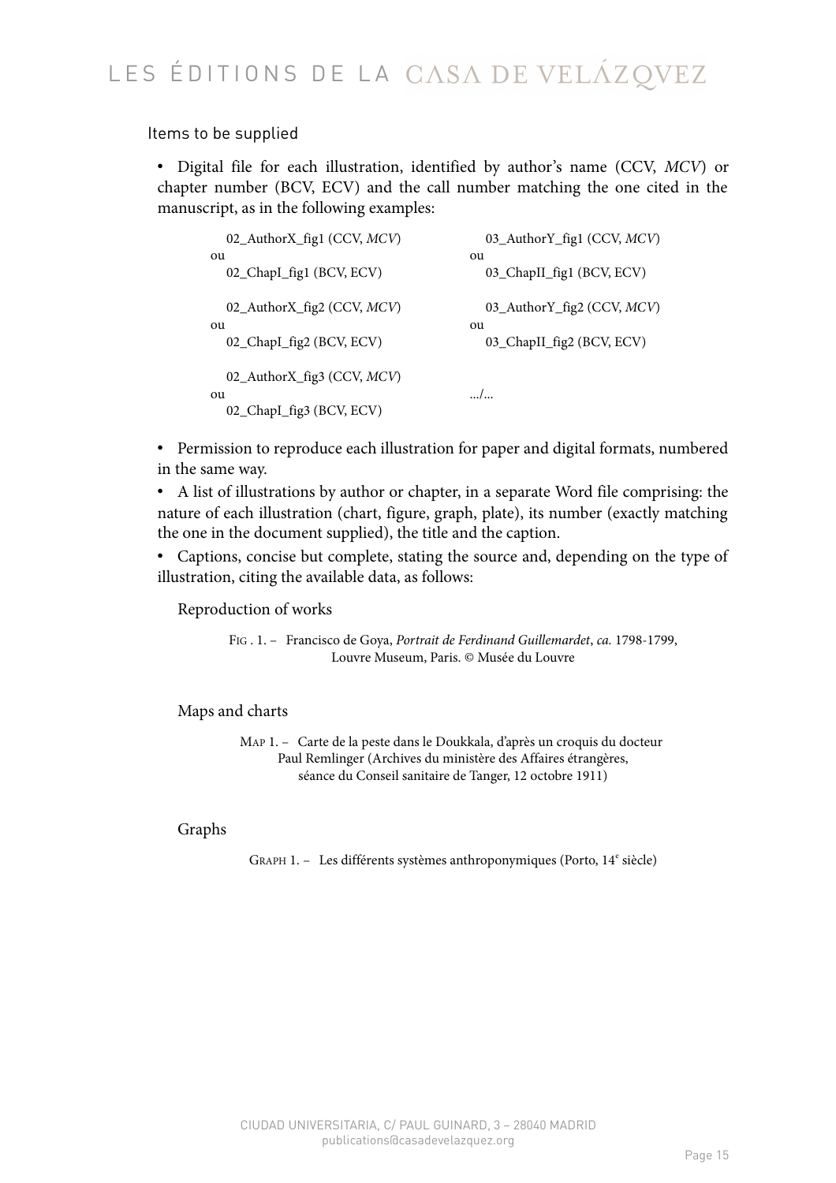## Items to be supplied

- Digital file for each illustration, identified by author's name (CCV, *MCV*) or chapter number (BCV, ECV) and the call number matching the one cited in the manuscript, as in the following examples:

02_AuthorX_fig1 (CCV, *MCV*)
ou
02_ChapI_fig1 (BCV, ECV)

02_AuthorX_fig2 (CCV, *MCV*)
ou
02_ChapI_fig2 (BCV, ECV)

02_AuthorX_fig3 (CCV, *MCV*)
ou
02_ChapI_fig3 (BCV, ECV)

03_AuthorY_fig1 (CCV, *MCV*)
ou
03_ChapII_fig1 (BCV, ECV)

03_AuthorY_fig2 (CCV, *MCV*)
ou
03_ChapII_fig2 (BCV, ECV)

.../...

- Permission to reproduce each illustration for paper and digital formats, numbered in the same way.
- A list of illustrations by author or chapter, in a separate Word file comprising: the nature of each illustration (chart, figure, graph, plate), its number (exactly matching the one in the document supplied), the title and the caption.
- Captions, concise but complete, stating the source and, depending on the type of illustration, citing the available data, as follows:

Reproduction of works

Fig . 1. – Francisco de Goya, *Portrait de Ferdinand Guillemardet*, *ca.* 1798-1799, Louvre Museum, Paris. © Musée du Louvre

Maps and charts

Map 1. – Carte de la peste dans le Doukkala, d'après un croquis du docteur Paul Remlinger (Archives du ministère des Affaires étrangères, séance du Conseil sanitaire de Tanger, 12 octobre 1911)

Graphs

Graph 1. – Les différents systèmes anthroponymiques (Porto, 14e siècle)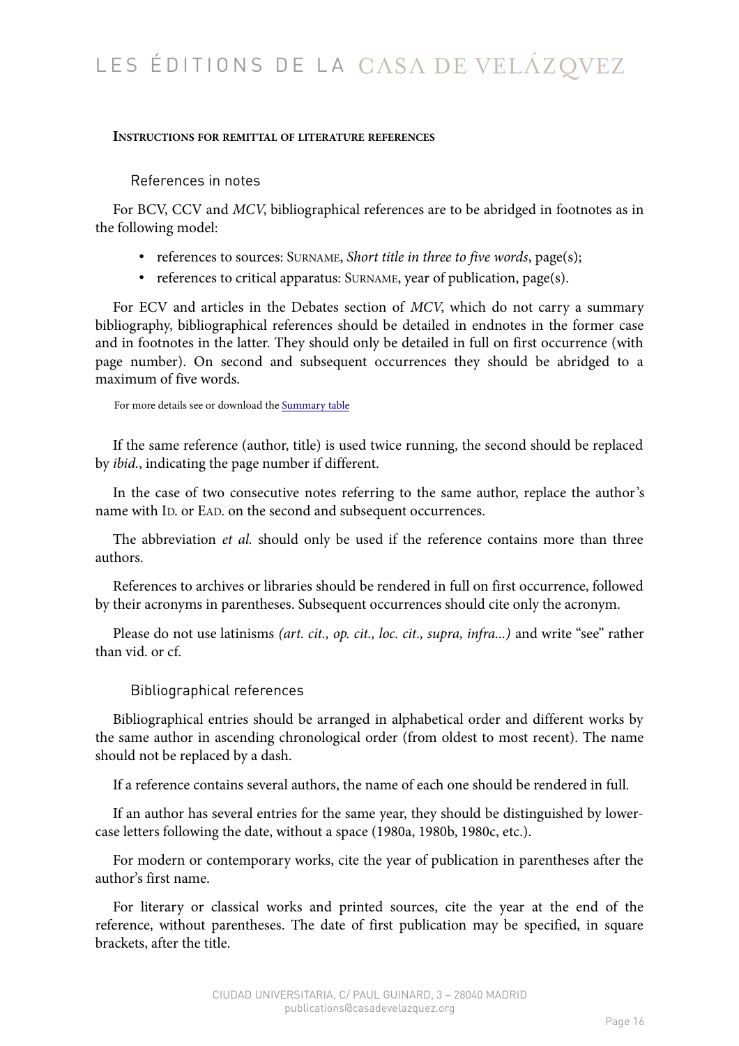**Instructions for remittal of literature references**

### References in notes

For BCV, CCV and *MCV*, bibliographical references are to be abridged in footnotes as in the following model:

- references to sources: Surname, *Short title in three to five words*, page(s);
- references to critical apparatus: Surname, year of publication, page(s).

For ECV and articles in the Debates section of *MCV*, which do not carry a summary bibliography, bibliographical references should be detailed in endnotes in the former case and in footnotes in the latter. They should only be detailed in full on first occurrence (with page number). On second and subsequent occurrences they should be abridged to a maximum of five words.

For more details see or download the [Summary table]

If the same reference (author, title) is used twice running, the second should be replaced by *ibid.*, indicating the page number if different.

In the case of two consecutive notes referring to the same author, replace the author's name with Id. or Ead. on the second and subsequent occurrences.

The abbreviation *et al.* should only be used if the reference contains more than three authors.

References to archives or libraries should be rendered in full on first occurrence, followed by their acronyms in parentheses. Subsequent occurrences should cite only the acronym.

Please do not use latinisms *(art. cit., op. cit., loc. cit., supra, infra...)* and write "see" rather than vid. or cf.

### Bibliographical references

Bibliographical entries should be arranged in alphabetical order and different works by the same author in ascending chronological order (from oldest to most recent). The name should not be replaced by a dash.

If a reference contains several authors, the name of each one should be rendered in full.

If an author has several entries for the same year, they should be distinguished by lower-case letters following the date, without a space (1980a, 1980b, 1980c, etc.).

For modern or contemporary works, cite the year of publication in parentheses after the author's first name.

For literary or classical works and printed sources, cite the year at the end of the reference, without parentheses. The date of first publication may be specified, in square brackets, after the title.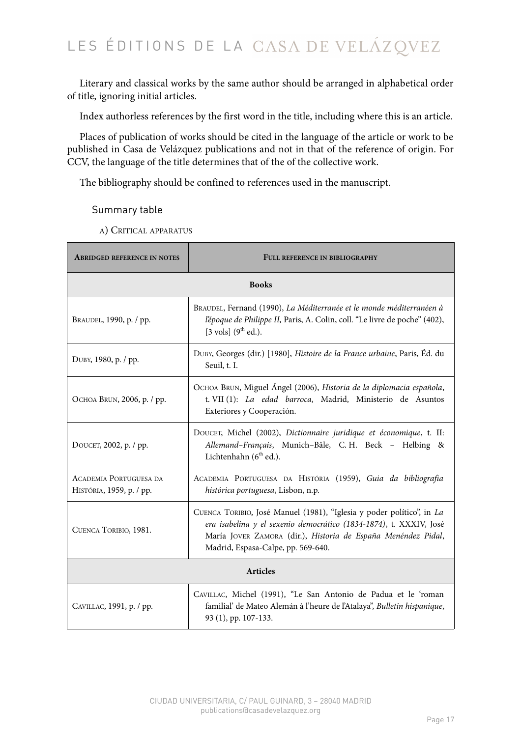Literary and classical works by the same author should be arranged in alphabetical order of title, ignoring initial articles.

Index authorless references by the first word in the title, including where this is an article.

Places of publication of works should be cited in the language of the article or work to be published in Casa de Velázquez publications and not in that of the reference of origin. For CCV, the language of the title determines that of the of the collective work.

The bibliography should be confined to references used in the manuscript.

### Summary table

#### a) Critical apparatus

| **Abridged reference in notes** | **Full reference in bibliography** |
| --- | --- |
| **Books** | |
| Braudel, 1990, p. / pp. | Braudel, Fernand (1990), *La Méditerranée et le monde méditerranéen à l'époque de Philippe II,* Paris, A. Colin, coll. "Le livre de poche" (402), [3 vols] (9th ed.). |
| Duby, 1980, p. / pp. | Duby, Georges (dir.) [1980], *Histoire de la France urbaine*, Paris, Éd. du Seuil, t. I. |
| Ochoa Brun, 2006, p. / pp. | Ochoa Brun, Miguel Ángel (2006), *Historia de la diplomacia española*, t. VII (1): *La edad barroca*, Madrid, Ministerio de Asuntos Exteriores y Cooperación. |
| Doucet, 2002, p. / pp. | Doucet, Michel (2002), *Dictionnaire juridique et économique*, t. II: *Allemand–Français*, Munich–Bâle, C. H. Beck – Helbing & Lichtenhahn (6th ed.). |
| Academia Portuguesa da História, 1959, p. / pp. | Academia Portuguesa da História (1959), *Guia da bibliografia histórica portuguesa*, Lisbon, n.p. |
| Cuenca Toribio, 1981. | Cuenca Toribio, José Manuel (1981), "Iglesia y poder político", in *La era isabelina y el sexenio democrático (1834-1874)*, t. XXXIV, José María Jover Zamora (dir.), *Historia de España Menéndez Pidal*, Madrid, Espasa-Calpe, pp. 569-640. |
| **Articles** | |
| Cavillac, 1991, p. / pp. | Cavillac, Michel (1991), "Le San Antonio de Padua et le 'roman familial' de Mateo Alemán à l'heure de l'Atalaya", *Bulletin hispanique*, 93 (1), pp. 107-133. |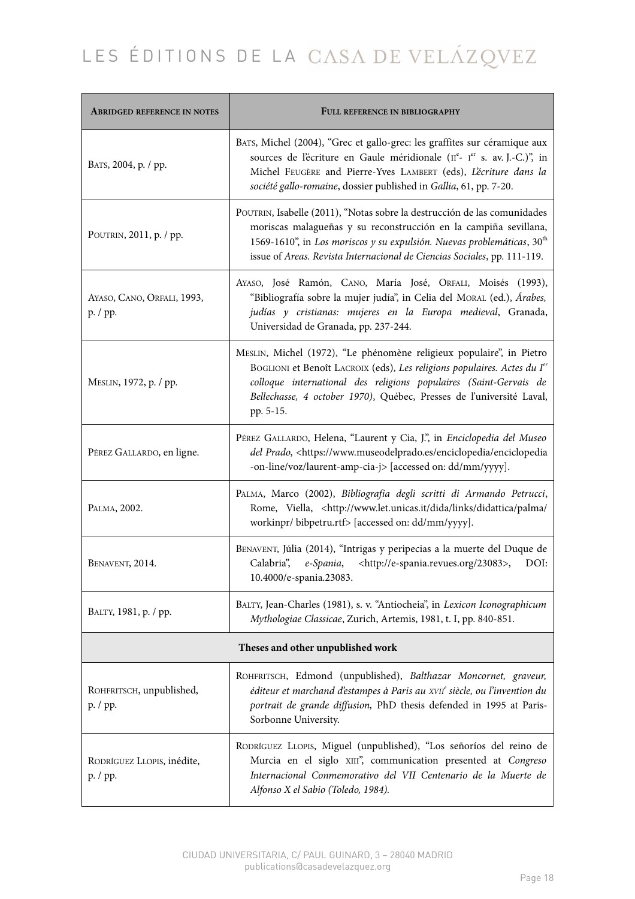| Abridged reference in notes | Full reference in bibliography |
|---|---|
| Bats, 2004, p. / pp. | Bats, Michel (2004), "Grec et gallo-grec: les graffites sur céramique aux sources de l'écriture en Gaule méridionale (IIe- Ier s. av. J.-C.)", in Michel Feugère and Pierre-Yves Lambert (eds), *L'écriture dans la société gallo-romaine*, dossier published in *Gallia*, 61, pp. 7-20. |
| Poutrin, 2011, p. / pp. | Poutrin, Isabelle (2011), "Notas sobre la destrucción de las comunidades moriscas malagueñas y su reconstrucción en la campiña sevillana, 1569-1610", in *Los moriscos y su expulsión. Nuevas problemáticas*, 30th issue of *Areas. Revista Internacional de Ciencias Sociales*, pp. 111-119. |
| Ayaso, Cano, Orfali, 1993, p. / pp. | Ayaso, José Ramón, Cano, María José, Orfali, Moisés (1993), "Bibliografía sobre la mujer judía", in Celia del Moral (ed.), *Árabes, judías y cristianas: mujeres en la Europa medieval*, Granada, Universidad de Granada, pp. 237-244. |
| Meslin, 1972, p. / pp. | Meslin, Michel (1972), "Le phénomène religieux populaire", in Pietro Boglioni et Benoît Lacroix (eds), *Les religions populaires. Actes du Ier colloque international des religions populaires (Saint-Gervais de Bellechasse, 4 october 1970)*, Québec, Presses de l'université Laval, pp. 5-15. |
| Pérez Gallardo, en ligne. | Pérez Gallardo, Helena, "Laurent y Cia, J.", in *Enciclopedia del Museo del Prado*, <https://www.museodelprado.es/enciclopedia/enciclopedia-on-line/voz/laurent-amp-cia-j> [accessed on: dd/mm/yyyy]. |
| Palma, 2002. | Palma, Marco (2002), *Bibliografia degli scritti di Armando Petrucci*, Rome, Viella, <http://www.let.unicas.it/dida/links/didattica/palma/workinpr/ bibpetru.rtf> [accessed on: dd/mm/yyyy]. |
| Benavent, 2014. | Benavent, Júlia (2014), "Intrigas y peripecias a la muerte del Duque de Calabria", *e-Spania*, <http://e-spania.revues.org/23083>, DOI: 10.4000/e-spania.23083. |
| Balty, 1981, p. / pp. | Balty, Jean-Charles (1981), s. v. "Antiocheia", in *Lexicon Iconographicum Mythologiae Classicae*, Zurich, Artemis, 1981, t. I, pp. 840-851. |
| **Theses and other unpublished work** | |
| Rohfritsch, unpublished, p. / pp. | Rohfritsch, Edmond (unpublished), *Balthazar Moncornet, graveur, éditeur et marchand d'estampes à Paris au XVIIe siècle, ou l'invention du portrait de grande diffusion,* PhD thesis defended in 1995 at Paris-Sorbonne University. |
| Rodríguez Llopis, inédite, p. / pp. | Rodríguez Llopis, Miguel (unpublished), "Los señoríos del reino de Murcia en el siglo XIII", communication presented at *Congreso Internacional Conmemorativo del VII Centenario de la Muerte de Alfonso X el Sabio (Toledo, 1984).* |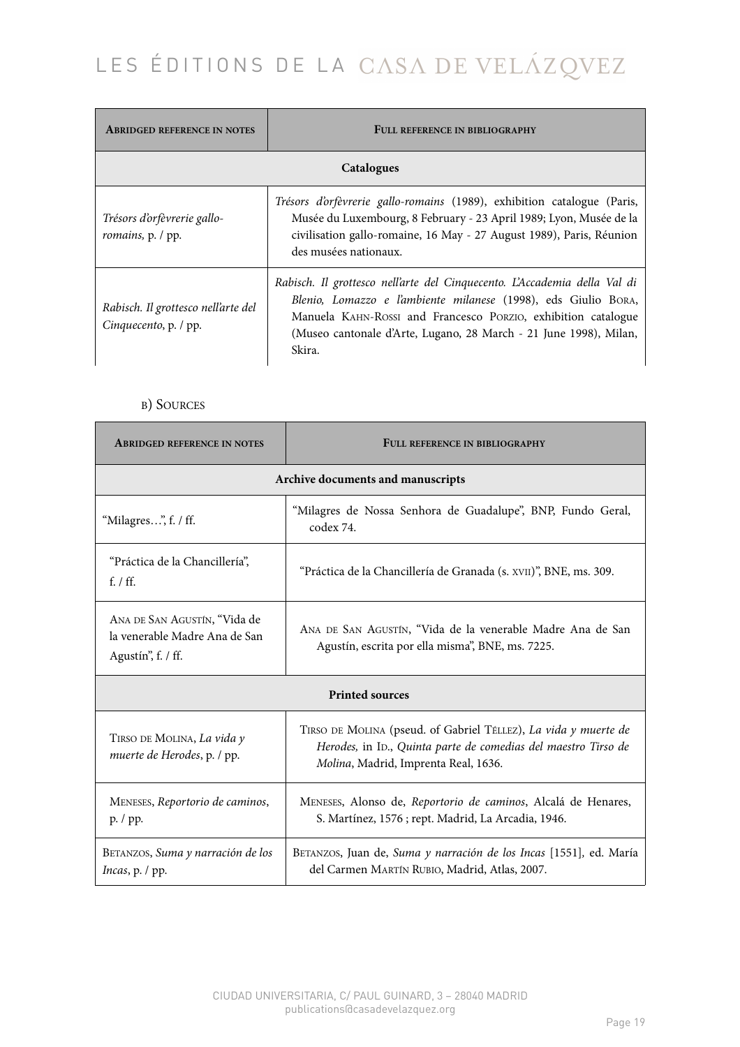| Abridged reference in notes | Full reference in bibliography |
|---|---|
| **Catalogues** | |
| *Trésors d'orfèvrerie gallo-romains,* p. / pp. | *Trésors d'orfèvrerie gallo-romains* (1989), exhibition catalogue (Paris, Musée du Luxembourg, 8 February - 23 April 1989; Lyon, Musée de la civilisation gallo-romaine, 16 May - 27 August 1989), Paris, Réunion des musées nationaux. |
| *Rabisch. Il grottesco nell'arte del Cinquecento*, p. / pp. | *Rabisch. Il grottesco nell'arte del Cinquecento. L'Accademia della Val di Blenio, Lomazzo e l'ambiente milanese* (1998), eds Giulio Bora, Manuela Kahn-Rossi and Francesco Porzio, exhibition catalogue (Museo cantonale d'Arte, Lugano, 28 March - 21 June 1998), Milan, Skira. |

b) Sources

| Abridged reference in notes | Full reference in bibliography |
|---|---|
| **Archive documents and manuscripts** | |
| "Milagres…", f. / ff. | "Milagres de Nossa Senhora de Guadalupe", BNP, Fundo Geral, codex 74. |
| "Práctica de la Chancillería", f. / ff. | "Práctica de la Chancillería de Granada (s. xvii)", BNE, ms. 309. |
| Ana de San Agustín, "Vida de la venerable Madre Ana de San Agustín", f. / ff. | Ana de San Agustín, "Vida de la venerable Madre Ana de San Agustín, escrita por ella misma", BNE, ms. 7225. |
| **Printed sources** | |
| Tirso de Molina, *La vida y muerte de Herodes*, p. / pp. | Tirso de Molina (pseud. of Gabriel Téllez), *La vida y muerte de Herodes,* in Id., *Quinta parte de comedias del maestro Tirso de Molina*, Madrid, Imprenta Real, 1636. |
| Meneses, *Reportorio de caminos*, p. / pp. | Meneses, Alonso de, *Reportorio de caminos*, Alcalá de Henares, S. Martínez, 1576 ; rept. Madrid, La Arcadia, 1946. |
| Betanzos, *Suma y narración de los Incas*, p. / pp. | Betanzos, Juan de, *Suma y narración de los Incas* [1551], ed. María del Carmen Martín Rubio, Madrid, Atlas, 2007. |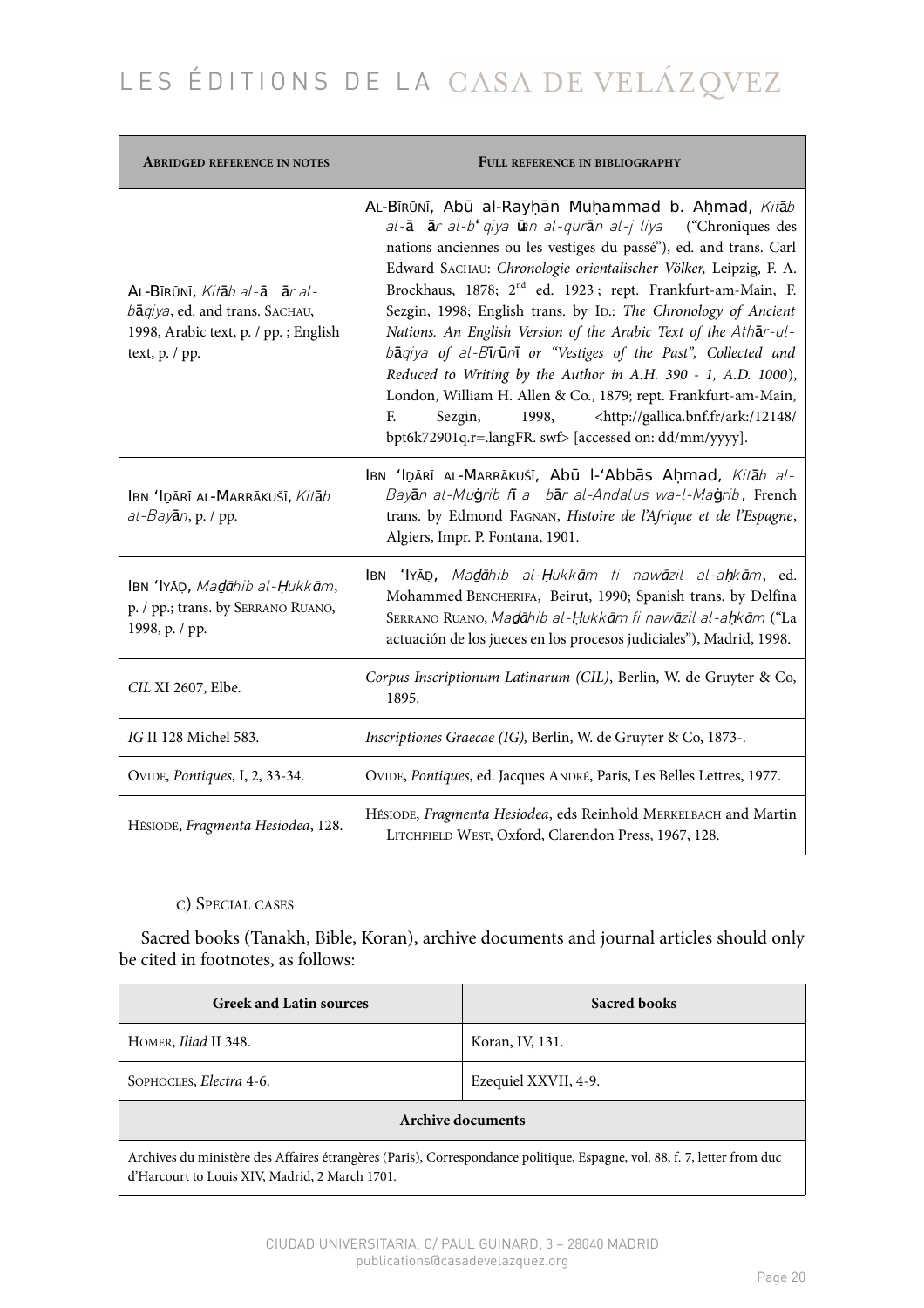| Abridged reference in notes | Full reference in bibliography |
|---|---|
| Al-Bīrūnī, *Kitāb al-ā ār al-bāqiya*, ed. and trans. Sachau, 1998, Arabic text, p. / pp. ; English text, p. / pp. | Al-Bīrūnī, Abū al-Rayḥān Muḥammad b. Aḥmad, *Kitāb al-ā ār al-b' qiya ūan al-qurān al-j liya* ("Chroniques des nations anciennes ou les vestiges du passé"), ed. and trans. Carl Edward Sachau: *Chronologie orientalischer Völker,* Leipzig, F. A. Brockhaus, 1878; 2nd ed. 1923 ; rept. Frankfurt-am-Main, F. Sezgin, 1998; English trans. by Id.: *The Chronology of Ancient Nations. An English Version of the Arabic Text of the Athār-ul-bāqiya of al-Bīrūnī or "Vestiges of the Past", Collected and Reduced to Writing by the Author in A.H. 390 - 1, A.D. 1000*), London, William H. Allen & Co., 1879; rept. Frankfurt-am-Main, F. Sezgin, 1998, <http://gallica.bnf.fr/ark:/12148/bpt6k72901q.r=.langFR. swf> [accessed on: dd/mm/yyyy]. |
| Ibn 'Iḏārī al-Marrākušī, *Kitāb al-Bayān*, p. / pp. | Ibn 'Iḏārī al-Marrākušī, Abū l-'Abbās Aḥmad, *Kitāb al-Bayān al-Muġrib fī a bār al-Andalus wa-l-Maġrib*, French trans. by Edmond Fagnan, *Histoire de l'Afrique et de l'Espagne*, Algiers, Impr. P. Fontana, 1901. |
| Ibn 'Iyāḍ, *Maḏāhib al-Ḥukkām*, p. / pp.; trans. by Serrano Ruano, 1998, p. / pp. | Ibn 'Iyāḍ, *Maḏāhib al-Ḥukkām fi nawāzil al-aḥkām*, ed. Mohammed Bencherifa, Beirut, 1990; Spanish trans. by Delfina Serrano Ruano, *Maḏāhib al-Ḥukkām fi nawāzil al-aḥkām* ("La actuación de los jueces en los procesos judiciales"), Madrid, 1998. |
| *CIL* XI 2607, Elbe. | *Corpus Inscriptionum Latinarum (CIL)*, Berlin, W. de Gruyter & Co, 1895. |
| *IG* II 128 Michel 583. | *Inscriptiones Graecae (IG),* Berlin, W. de Gruyter & Co, 1873-. |
| Ovide, *Pontiques*, I, 2, 33-34. | Ovide, *Pontiques*, ed. Jacques André, Paris, Les Belles Lettres, 1977. |
| Hésiode, *Fragmenta Hesiodea*, 128. | Hésiode, *Fragmenta Hesiodea*, eds Reinhold Merkelbach and Martin Litchfield West, Oxford, Clarendon Press, 1967, 128. |

c) Special cases

Sacred books (Tanakh, Bible, Koran), archive documents and journal articles should only be cited in footnotes, as follows:

| Greek and Latin sources | Sacred books |
|---|---|
| Homer, *Iliad* II 348. | Koran, IV, 131. |
| Sophocles, *Electra* 4-6. | Ezequiel XXVII, 4-9. |
| **Archive documents** | |
| Archives du ministère des Affaires étrangères (Paris), Correspondance politique, Espagne, vol. 88, f. 7, letter from duc d'Harcourt to Louis XIV, Madrid, 2 March 1701. | |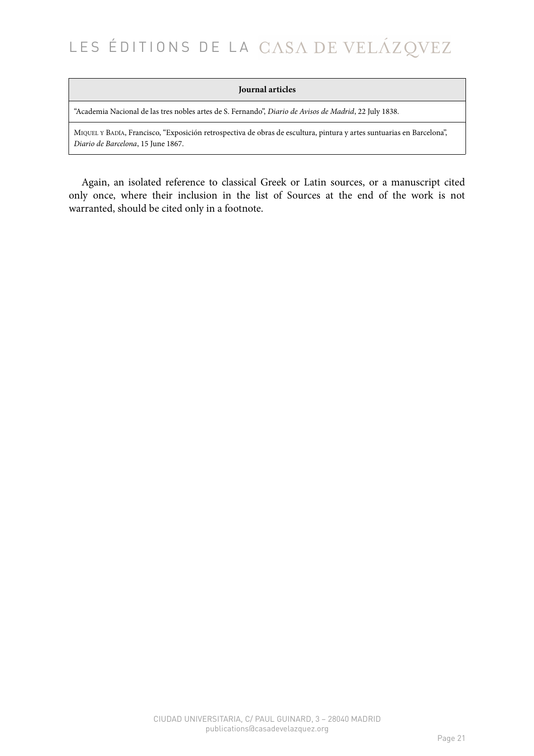| Journal articles |
| --- |
| "Academia Nacional de las tres nobles artes de S. Fernando", *Diario de Avisos de Madrid*, 22 July 1838. |
| Miquel y Badía, Francisco, "Exposición retrospectiva de obras de escultura, pintura y artes suntuarias en Barcelona", *Diario de Barcelona*, 15 June 1867. |

Again, an isolated reference to classical Greek or Latin sources, or a manuscript cited only once, where their inclusion in the list of Sources at the end of the work is not warranted, should be cited only in a footnote.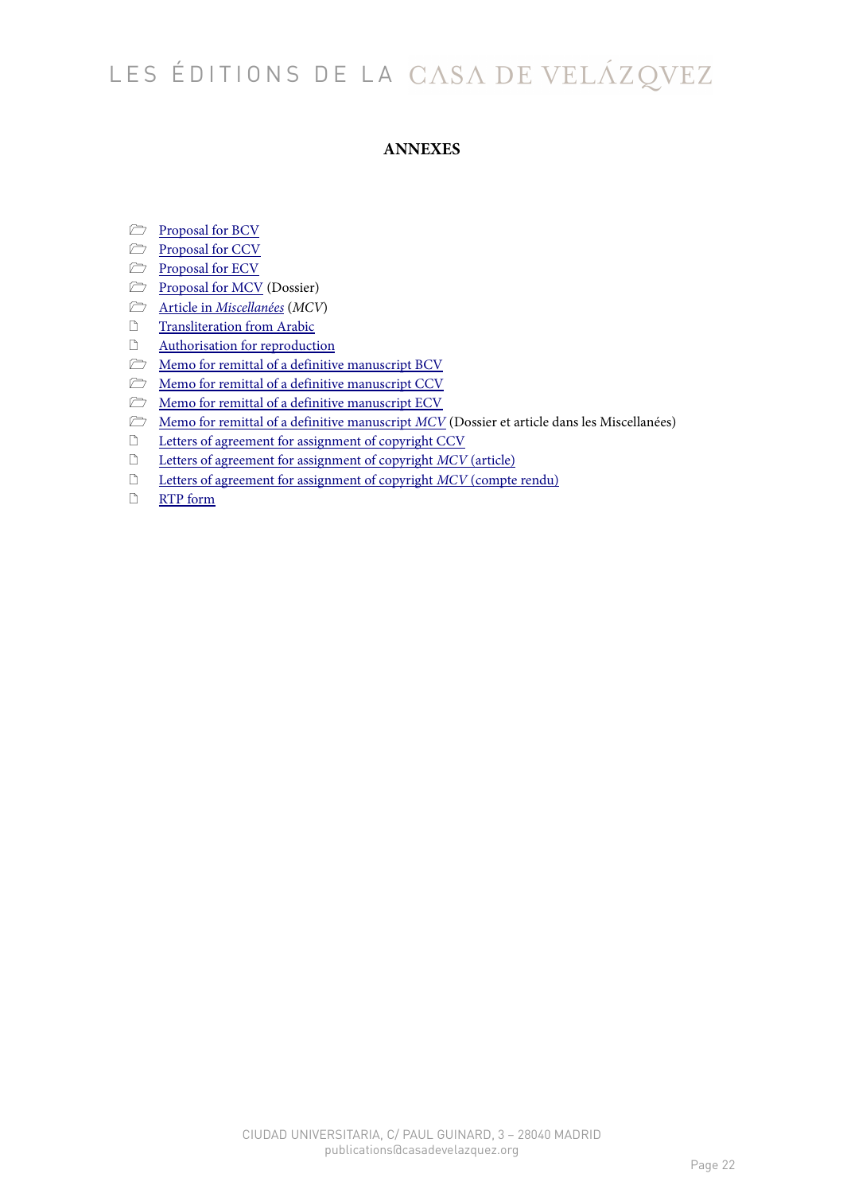## ANNEXES

- Proposal for BCV
- Proposal for CCV
- Proposal for ECV
- Proposal for MCV (Dossier)
- Article in *Miscellanées* (*MCV*)
- Transliteration from Arabic
- Authorisation for reproduction
- Memo for remittal of a definitive manuscript BCV
- Memo for remittal of a definitive manuscript CCV
- Memo for remittal of a definitive manuscript ECV
- Memo for remittal of a definitive manuscript *MCV* (Dossier et article dans les Miscellanées)
- Letters of agreement for assignment of copyright CCV
- Letters of agreement for assignment of copyright *MCV* (article)
- Letters of agreement for assignment of copyright *MCV* (compte rendu)
- RTP form